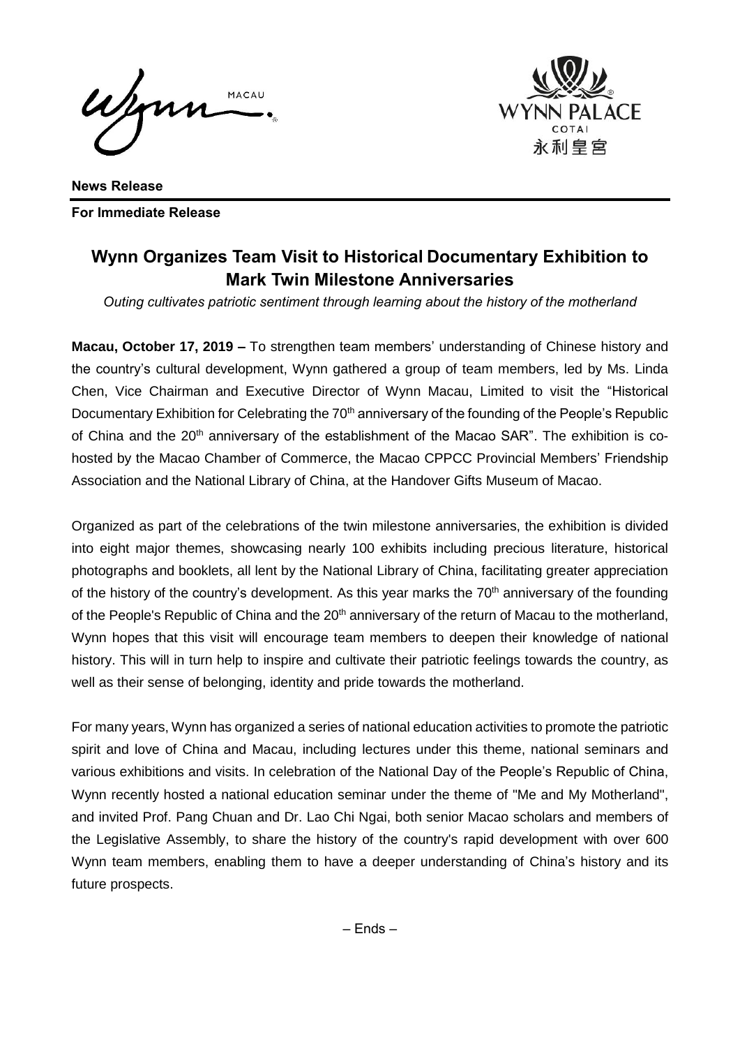**News Release**

**For Immediate Release**

# Wynn Organizes Team Visit to Historical Documentary Exhibition to Mark Twin Milestone Anniversaries

*Outing cultivates patriotic sentiment through learning about the history of the motherland*

**Macau, October 17, 2019 –** To strengthen team members' understanding of Chinese history and the country's cultural development, Wynn gathered a group of team members, led by Ms. Linda Chen, Vice Chairman and Executive Director of Wynn Macau, Limited to visit the "Historical Documentary Exhibition for Celebrating the 70th anniversary of the founding of the People's Republic of China and the 20th anniversary of the establishment of the Macao SAR". The exhibition is co-hosted by the Macao Chamber of Commerce, the Macao CPPCC Provincial Members' Friendship Association and the National Library of China, at the Handover Gifts Museum of Macao.

Organized as part of the celebrations of the twin milestone anniversaries, the exhibition is divided into eight major themes, showcasing nearly 100 exhibits including precious literature, historical photographs and booklets, all lent by the National Library of China, facilitating greater appreciation of the history of the country's development. As this year marks the 70th anniversary of the founding of the People's Republic of China and the 20th anniversary of the return of Macau to the motherland, Wynn hopes that this visit will encourage team members to deepen their knowledge of national history. This will in turn help to inspire and cultivate their patriotic feelings towards the country, as well as their sense of belonging, identity and pride towards the motherland.

For many years, Wynn has organized a series of national education activities to promote the patriotic spirit and love of China and Macau, including lectures under this theme, national seminars and various exhibitions and visits. In celebration of the National Day of the People's Republic of China, Wynn recently hosted a national education seminar under the theme of "Me and My Motherland", and invited Prof. Pang Chuan and Dr. Lao Chi Ngai, both senior Macao scholars and members of the Legislative Assembly, to share the history of the country's rapid development with over 600 Wynn team members, enabling them to have a deeper understanding of China's history and its future prospects.

– Ends –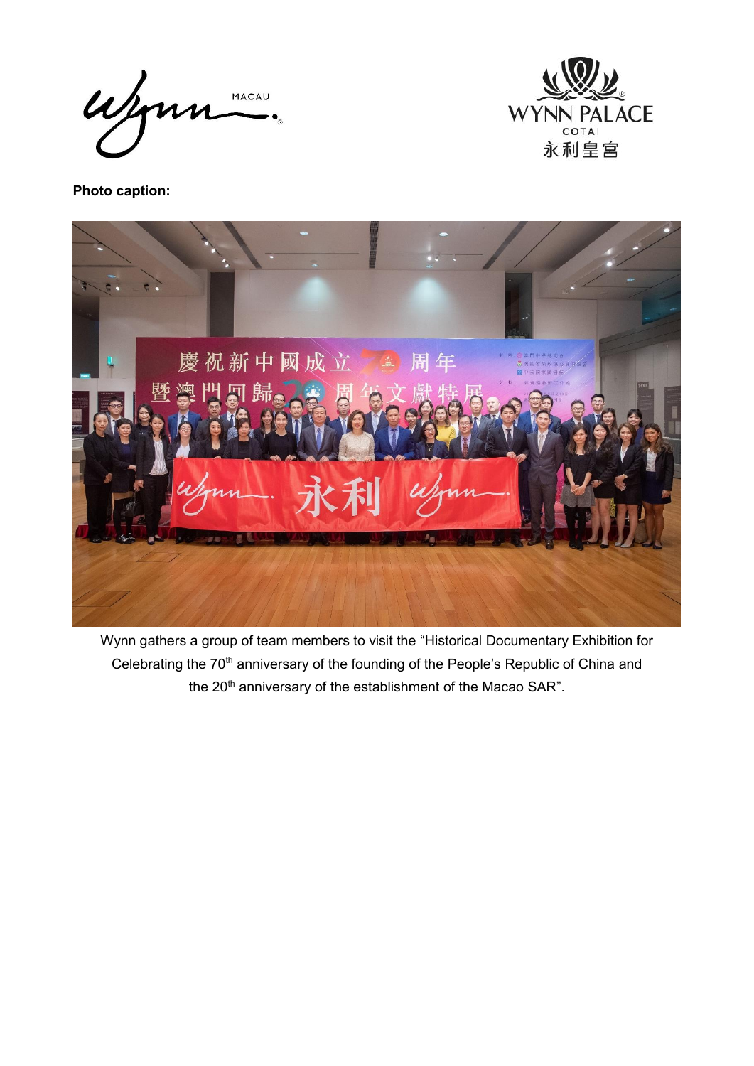**Photo caption:**

Wynn gathers a group of team members to visit the "Historical Documentary Exhibition for Celebrating the 70th anniversary of the founding of the People's Republic of China and the 20th anniversary of the establishment of the Macao SAR".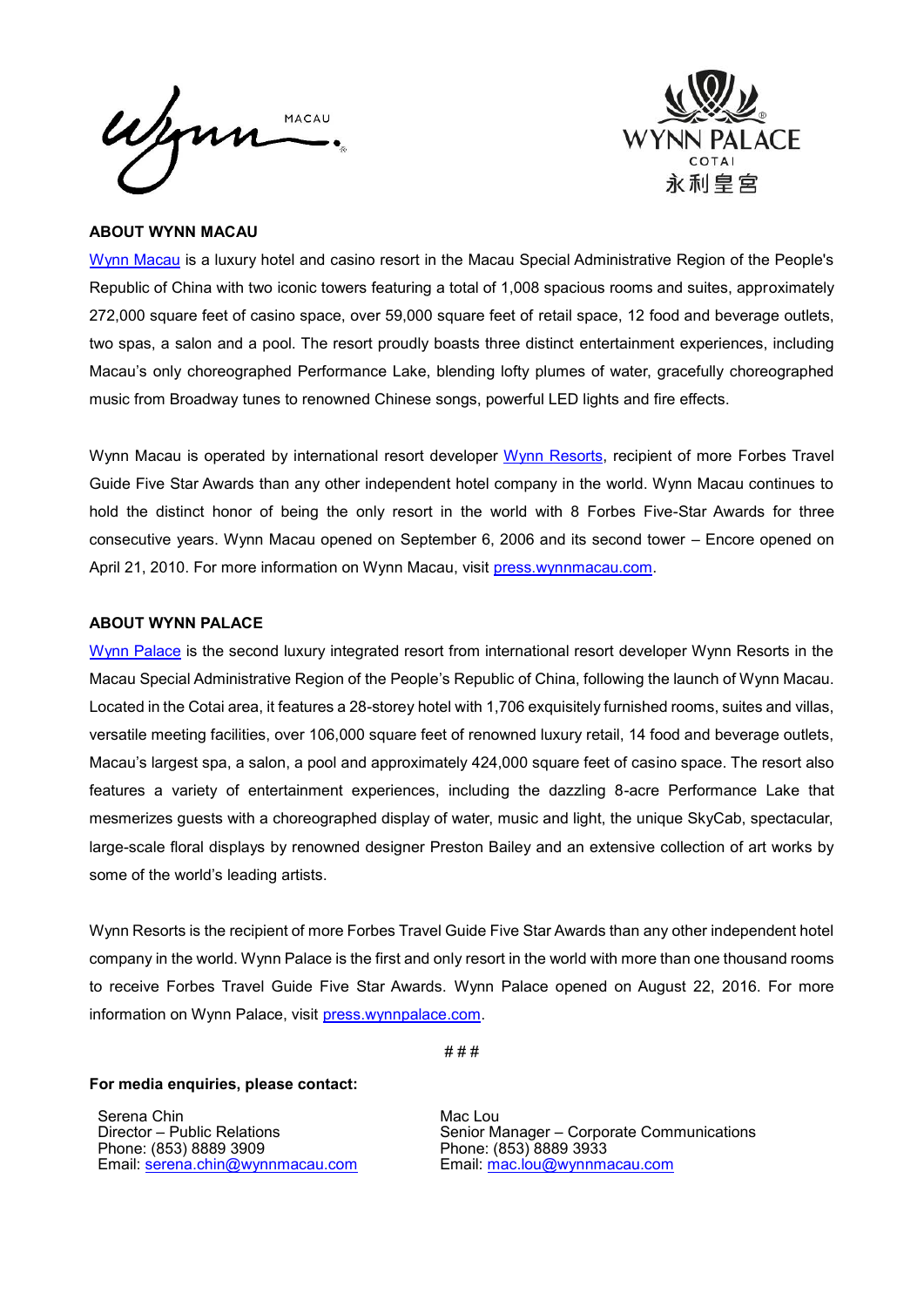## ABOUT WYNN MACAU

Wynn Macau is a luxury hotel and casino resort in the Macau Special Administrative Region of the People's Republic of China with two iconic towers featuring a total of 1,008 spacious rooms and suites, approximately 272,000 square feet of casino space, over 59,000 square feet of retail space, 12 food and beverage outlets, two spas, a salon and a pool. The resort proudly boasts three distinct entertainment experiences, including Macau's only choreographed Performance Lake, blending lofty plumes of water, gracefully choreographed music from Broadway tunes to renowned Chinese songs, powerful LED lights and fire effects.

Wynn Macau is operated by international resort developer Wynn Resorts, recipient of more Forbes Travel Guide Five Star Awards than any other independent hotel company in the world. Wynn Macau continues to hold the distinct honor of being the only resort in the world with 8 Forbes Five-Star Awards for three consecutive years. Wynn Macau opened on September 6, 2006 and its second tower – Encore opened on April 21, 2010. For more information on Wynn Macau, visit press.wynnmacau.com.

## ABOUT WYNN PALACE

Wynn Palace is the second luxury integrated resort from international resort developer Wynn Resorts in the Macau Special Administrative Region of the People's Republic of China, following the launch of Wynn Macau. Located in the Cotai area, it features a 28-storey hotel with 1,706 exquisitely furnished rooms, suites and villas, versatile meeting facilities, over 106,000 square feet of renowned luxury retail, 14 food and beverage outlets, Macau's largest spa, a salon, a pool and approximately 424,000 square feet of casino space. The resort also features a variety of entertainment experiences, including the dazzling 8-acre Performance Lake that mesmerizes guests with a choreographed display of water, music and light, the unique SkyCab, spectacular, large-scale floral displays by renowned designer Preston Bailey and an extensive collection of art works by some of the world's leading artists.

Wynn Resorts is the recipient of more Forbes Travel Guide Five Star Awards than any other independent hotel company in the world. Wynn Palace is the first and only resort in the world with more than one thousand rooms to receive Forbes Travel Guide Five Star Awards. Wynn Palace opened on August 22, 2016. For more information on Wynn Palace, visit press.wynnpalace.com.

# # #

**For media enquiries, please contact:**

Serena Chin
Director – Public Relations
Phone: (853) 8889 3909
Email: serena.chin@wynnmacau.com

Mac Lou
Senior Manager – Corporate Communications
Phone: (853) 8889 3933
Email: mac.lou@wynnmacau.com